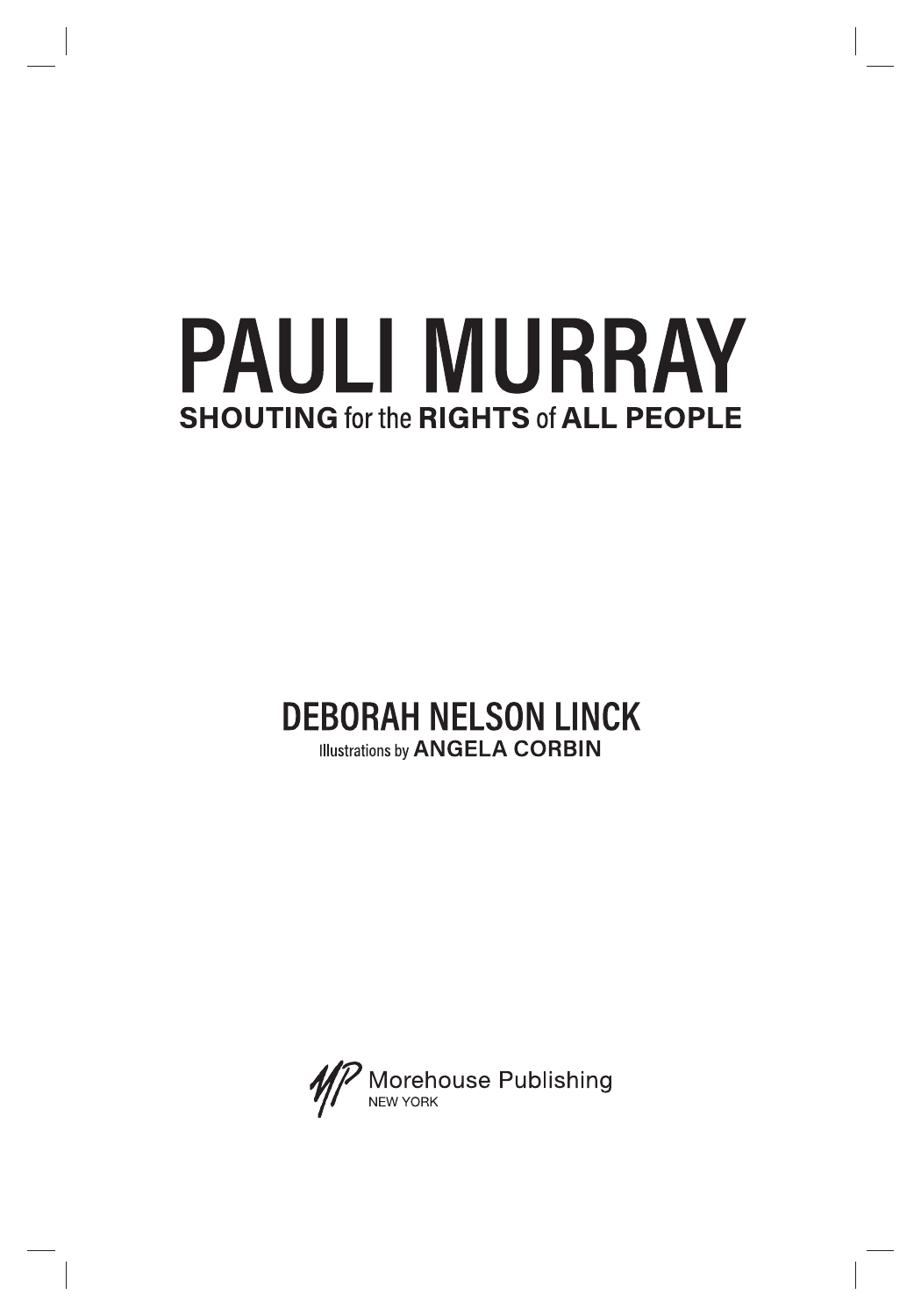# PAULI MURRAY

## **SHOUTING** for the **RIGHTS** of **ALL PEOPLE**

**DEBORAH NELSON LINCK**

Illustrations by **ANGELA CORBIN**

Morehouse Publishing
NEW YORK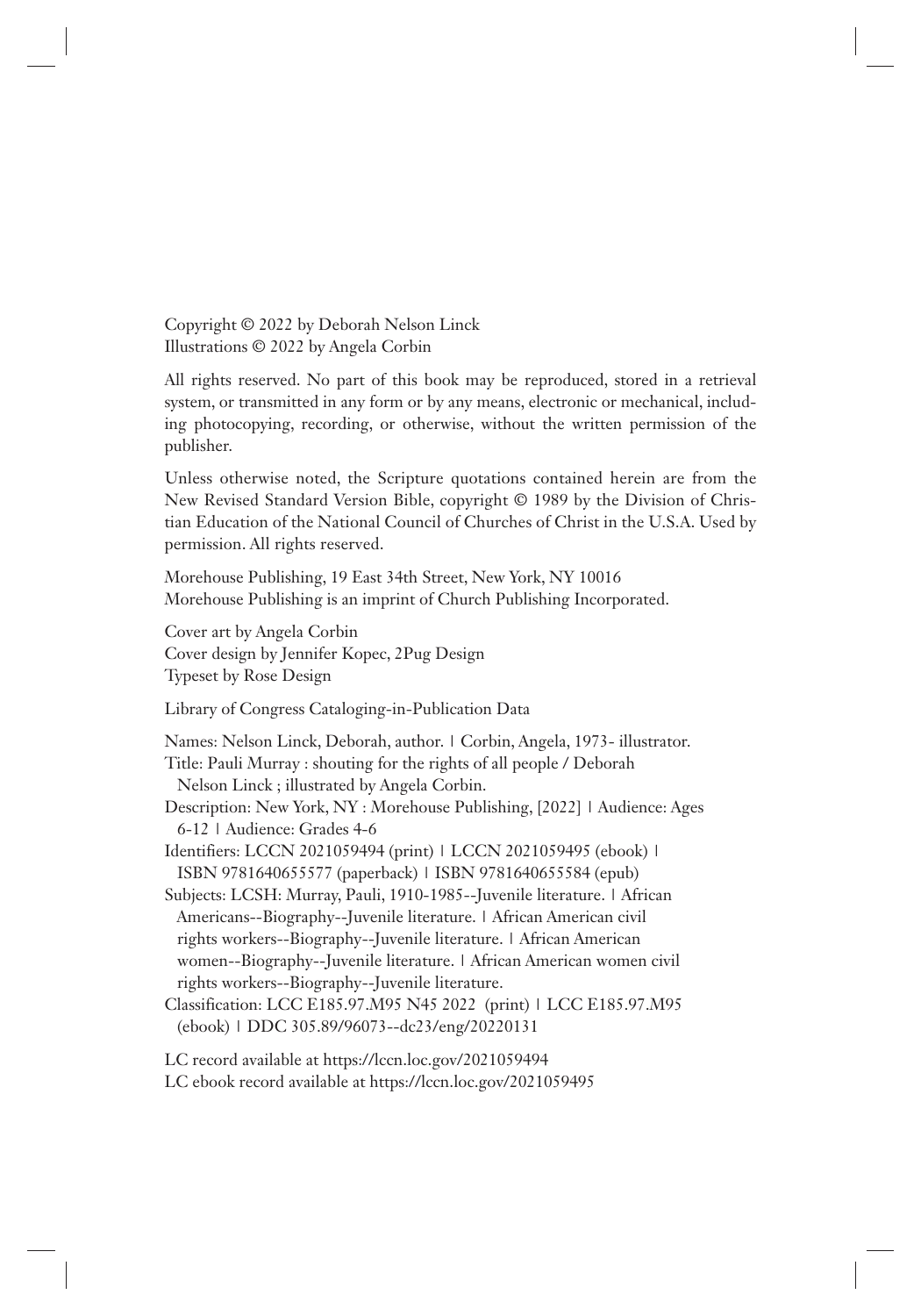Copyright © 2022 by Deborah Nelson Linck
Illustrations © 2022 by Angela Corbin

All rights reserved. No part of this book may be reproduced, stored in a retrieval system, or transmitted in any form or by any means, electronic or mechanical, including photocopying, recording, or otherwise, without the written permission of the publisher.

Unless otherwise noted, the Scripture quotations contained herein are from the New Revised Standard Version Bible, copyright © 1989 by the Division of Christian Education of the National Council of Churches of Christ in the U.S.A. Used by permission. All rights reserved.

Morehouse Publishing, 19 East 34th Street, New York, NY 10016
Morehouse Publishing is an imprint of Church Publishing Incorporated.

Cover art by Angela Corbin
Cover design by Jennifer Kopec, 2Pug Design
Typeset by Rose Design

Library of Congress Cataloging-in-Publication Data

Names: Nelson Linck, Deborah, author. | Corbin, Angela, 1973- illustrator.
Title: Pauli Murray : shouting for the rights of all people / Deborah Nelson Linck ; illustrated by Angela Corbin.
Description: New York, NY : Morehouse Publishing, [2022] | Audience: Ages 6-12 | Audience: Grades 4-6
Identifiers: LCCN 2021059494 (print) | LCCN 2021059495 (ebook) | ISBN 9781640655577 (paperback) | ISBN 9781640655584 (epub)
Subjects: LCSH: Murray, Pauli, 1910-1985--Juvenile literature. | African Americans--Biography--Juvenile literature. | African American civil rights workers--Biography--Juvenile literature. | African American women--Biography--Juvenile literature. | African American women civil rights workers--Biography--Juvenile literature.
Classification: LCC E185.97.M95 N45 2022 (print) | LCC E185.97.M95 (ebook) | DDC 305.89/96073--dc23/eng/20220131

LC record available at https://lccn.loc.gov/2021059494
LC ebook record available at https://lccn.loc.gov/2021059495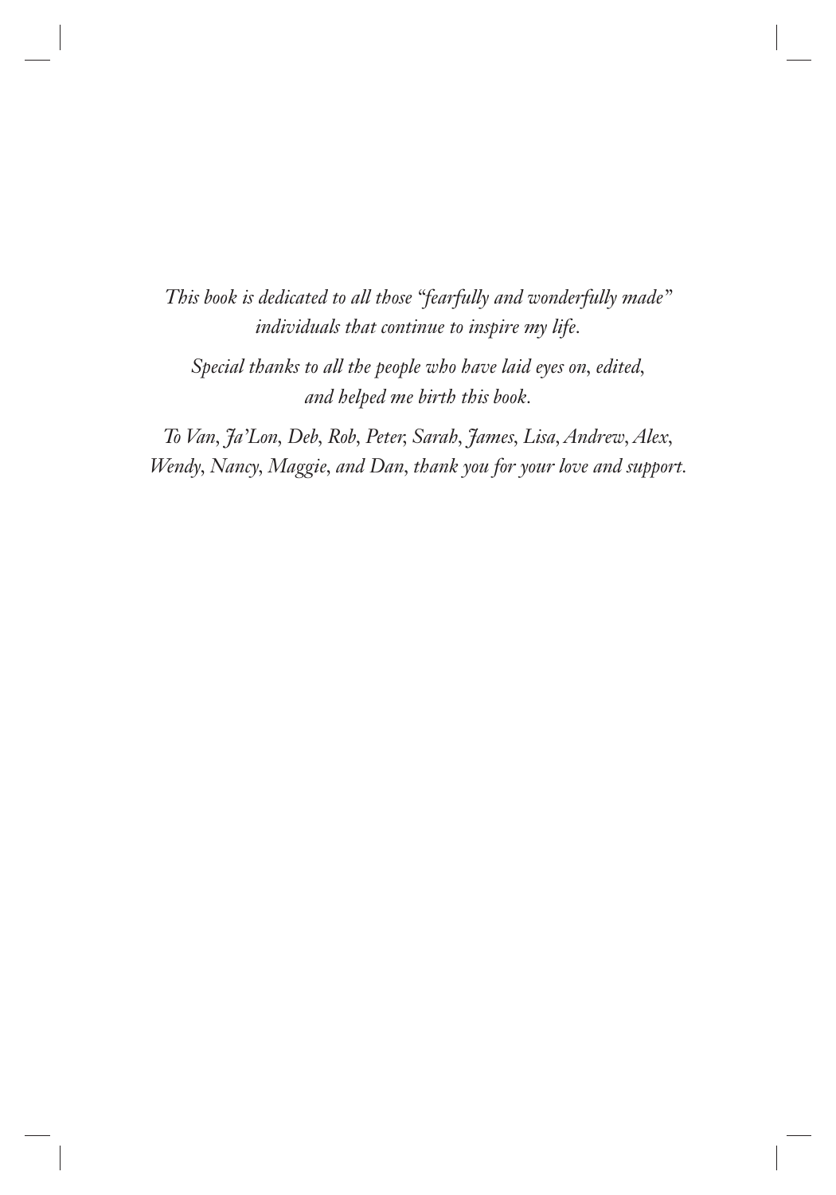*This book is dedicated to all those "fearfully and wonderfully made" individuals that continue to inspire my life.*

*Special thanks to all the people who have laid eyes on, edited, and helped me birth this book.*

*To Van, Ja'Lon, Deb, Rob, Peter, Sarah, James, Lisa, Andrew, Alex, Wendy, Nancy, Maggie, and Dan, thank you for your love and support.*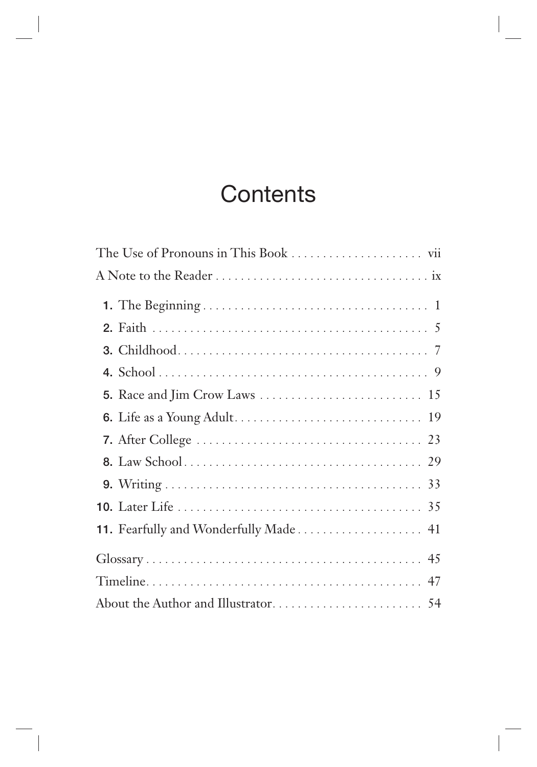# Contents

The Use of Pronouns in This Book .................... vii

A Note to the Reader .................................. ix

**1.** The Beginning .................................... 1

**2.** Faith .............................................. 5

**3.** Childhood ........................................ 7

**4.** School ............................................ 9

**5.** Race and Jim Crow Laws ........................ 15

**6.** Life as a Young Adult ............................. 19

**7.** After College .................................... 23

**8.** Law School ....................................... 29

**9.** Writing ........................................... 33

**10.** Later Life ....................................... 35

**11.** Fearfully and Wonderfully Made .................. 41

Glossary ............................................. 45

Timeline ............................................. 47

About the Author and Illustrator ....................... 54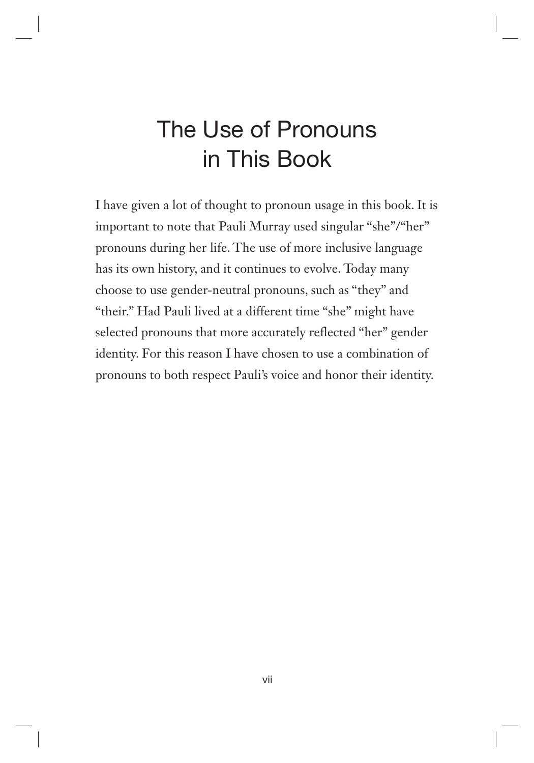# The Use of Pronouns in This Book

I have given a lot of thought to pronoun usage in this book. It is important to note that Pauli Murray used singular "she"/"her" pronouns during her life. The use of more inclusive language has its own history, and it continues to evolve. Today many choose to use gender-neutral pronouns, such as "they" and "their." Had Pauli lived at a different time "she" might have selected pronouns that more accurately reflected "her" gender identity. For this reason I have chosen to use a combination of pronouns to both respect Pauli's voice and honor their identity.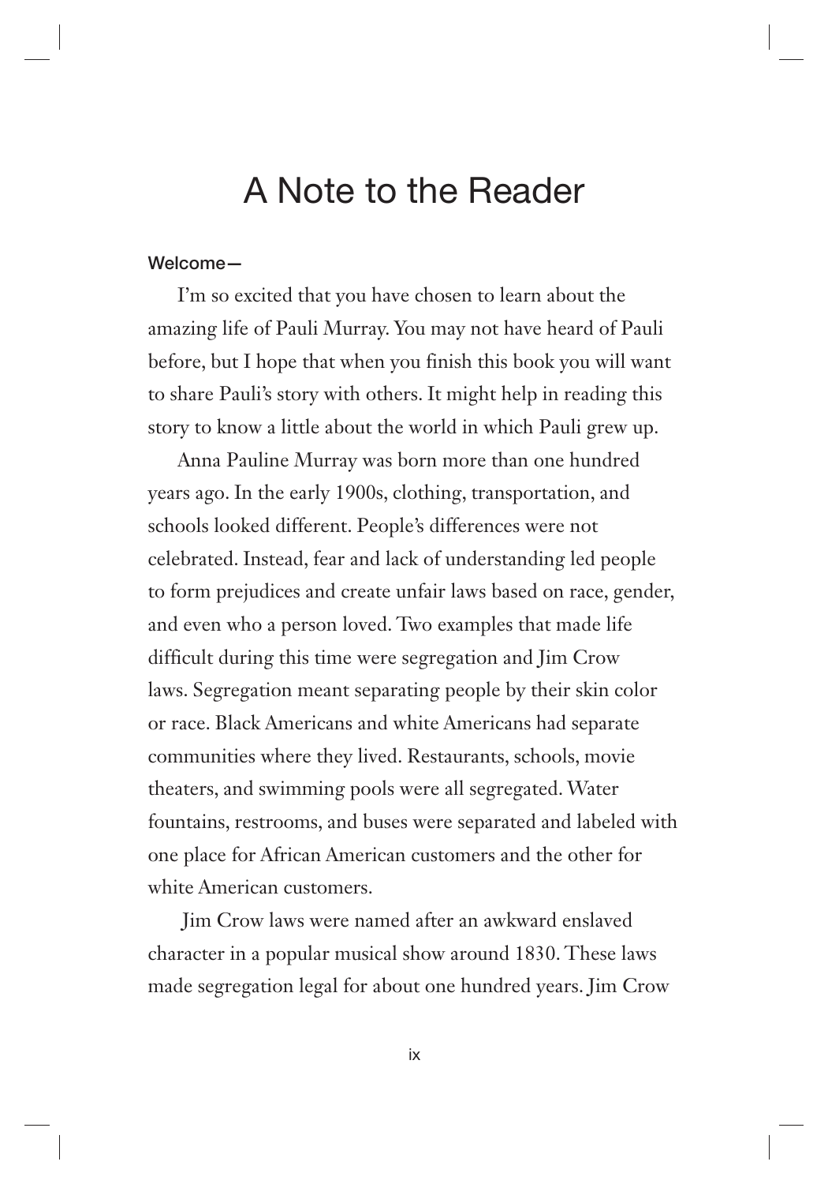# A Note to the Reader

**Welcome—**

I'm so excited that you have chosen to learn about the amazing life of Pauli Murray. You may not have heard of Pauli before, but I hope that when you finish this book you will want to share Pauli's story with others. It might help in reading this story to know a little about the world in which Pauli grew up.

Anna Pauline Murray was born more than one hundred years ago. In the early 1900s, clothing, transportation, and schools looked different. People's differences were not celebrated. Instead, fear and lack of understanding led people to form prejudices and create unfair laws based on race, gender, and even who a person loved. Two examples that made life difficult during this time were segregation and Jim Crow laws. Segregation meant separating people by their skin color or race. Black Americans and white Americans had separate communities where they lived. Restaurants, schools, movie theaters, and swimming pools were all segregated. Water fountains, restrooms, and buses were separated and labeled with one place for African American customers and the other for white American customers.

Jim Crow laws were named after an awkward enslaved character in a popular musical show around 1830. These laws made segregation legal for about one hundred years. Jim Crow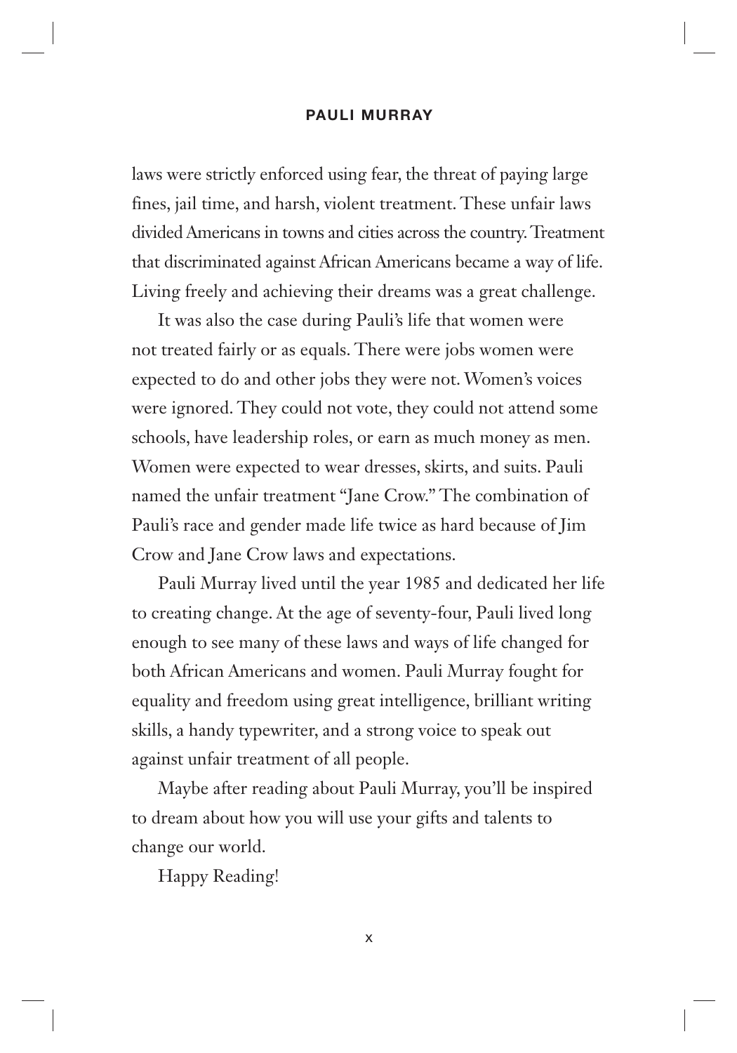laws were strictly enforced using fear, the threat of paying large fines, jail time, and harsh, violent treatment. These unfair laws divided Americans in towns and cities across the country. Treatment that discriminated against African Americans became a way of life. Living freely and achieving their dreams was a great challenge.

It was also the case during Pauli's life that women were not treated fairly or as equals. There were jobs women were expected to do and other jobs they were not. Women's voices were ignored. They could not vote, they could not attend some schools, have leadership roles, or earn as much money as men. Women were expected to wear dresses, skirts, and suits. Pauli named the unfair treatment "Jane Crow." The combination of Pauli's race and gender made life twice as hard because of Jim Crow and Jane Crow laws and expectations.

Pauli Murray lived until the year 1985 and dedicated her life to creating change. At the age of seventy-four, Pauli lived long enough to see many of these laws and ways of life changed for both African Americans and women. Pauli Murray fought for equality and freedom using great intelligence, brilliant writing skills, a handy typewriter, and a strong voice to speak out against unfair treatment of all people.

Maybe after reading about Pauli Murray, you'll be inspired to dream about how you will use your gifts and talents to change our world.

Happy Reading!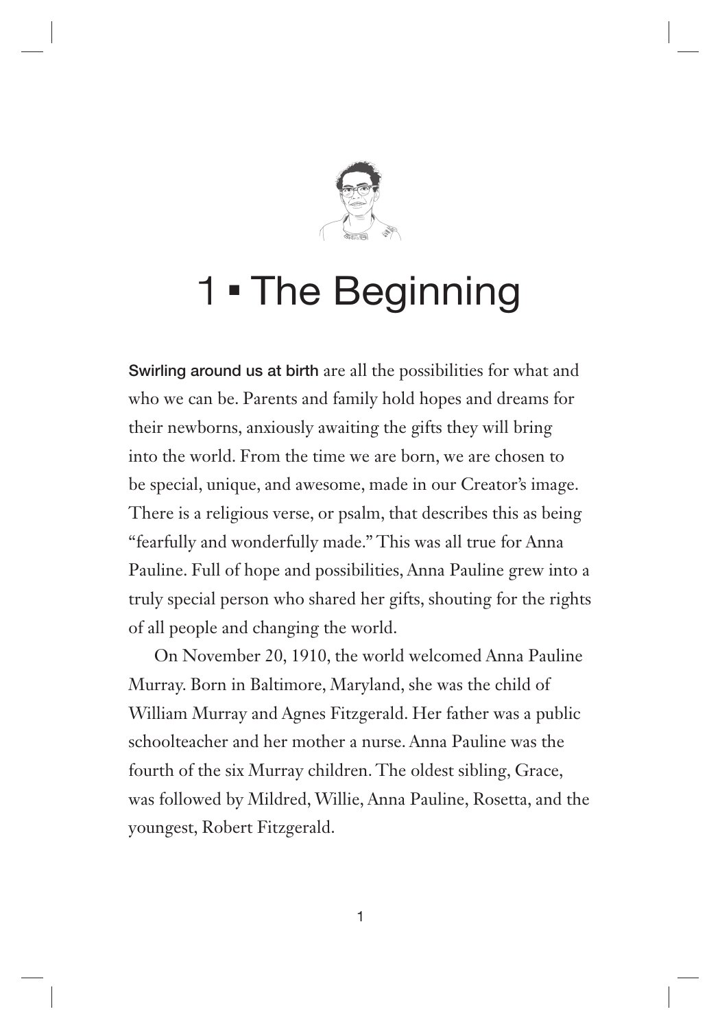# 1 ▪ The Beginning

Swirling around us at birth are all the possibilities for what and who we can be. Parents and family hold hopes and dreams for their newborns, anxiously awaiting the gifts they will bring into the world. From the time we are born, we are chosen to be special, unique, and awesome, made in our Creator's image. There is a religious verse, or psalm, that describes this as being "fearfully and wonderfully made." This was all true for Anna Pauline. Full of hope and possibilities, Anna Pauline grew into a truly special person who shared her gifts, shouting for the rights of all people and changing the world.

On November 20, 1910, the world welcomed Anna Pauline Murray. Born in Baltimore, Maryland, she was the child of William Murray and Agnes Fitzgerald. Her father was a public schoolteacher and her mother a nurse. Anna Pauline was the fourth of the six Murray children. The oldest sibling, Grace, was followed by Mildred, Willie, Anna Pauline, Rosetta, and the youngest, Robert Fitzgerald.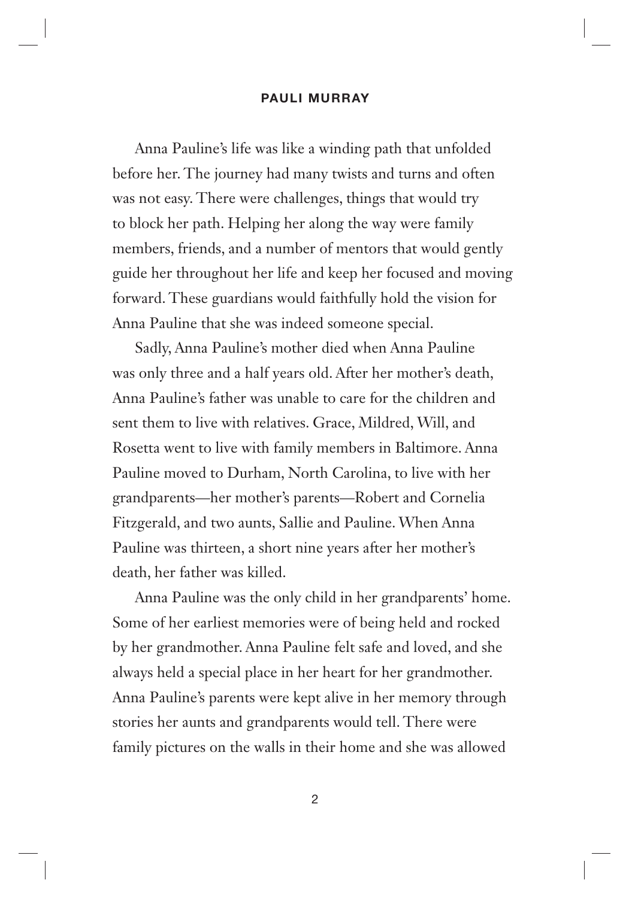Anna Pauline's life was like a winding path that unfolded before her. The journey had many twists and turns and often was not easy. There were challenges, things that would try to block her path. Helping her along the way were family members, friends, and a number of mentors that would gently guide her throughout her life and keep her focused and moving forward. These guardians would faithfully hold the vision for Anna Pauline that she was indeed someone special.

Sadly, Anna Pauline's mother died when Anna Pauline was only three and a half years old. After her mother's death, Anna Pauline's father was unable to care for the children and sent them to live with relatives. Grace, Mildred, Will, and Rosetta went to live with family members in Baltimore. Anna Pauline moved to Durham, North Carolina, to live with her grandparents—her mother's parents—Robert and Cornelia Fitzgerald, and two aunts, Sallie and Pauline. When Anna Pauline was thirteen, a short nine years after her mother's death, her father was killed.

Anna Pauline was the only child in her grandparents' home. Some of her earliest memories were of being held and rocked by her grandmother. Anna Pauline felt safe and loved, and she always held a special place in her heart for her grandmother. Anna Pauline's parents were kept alive in her memory through stories her aunts and grandparents would tell. There were family pictures on the walls in their home and she was allowed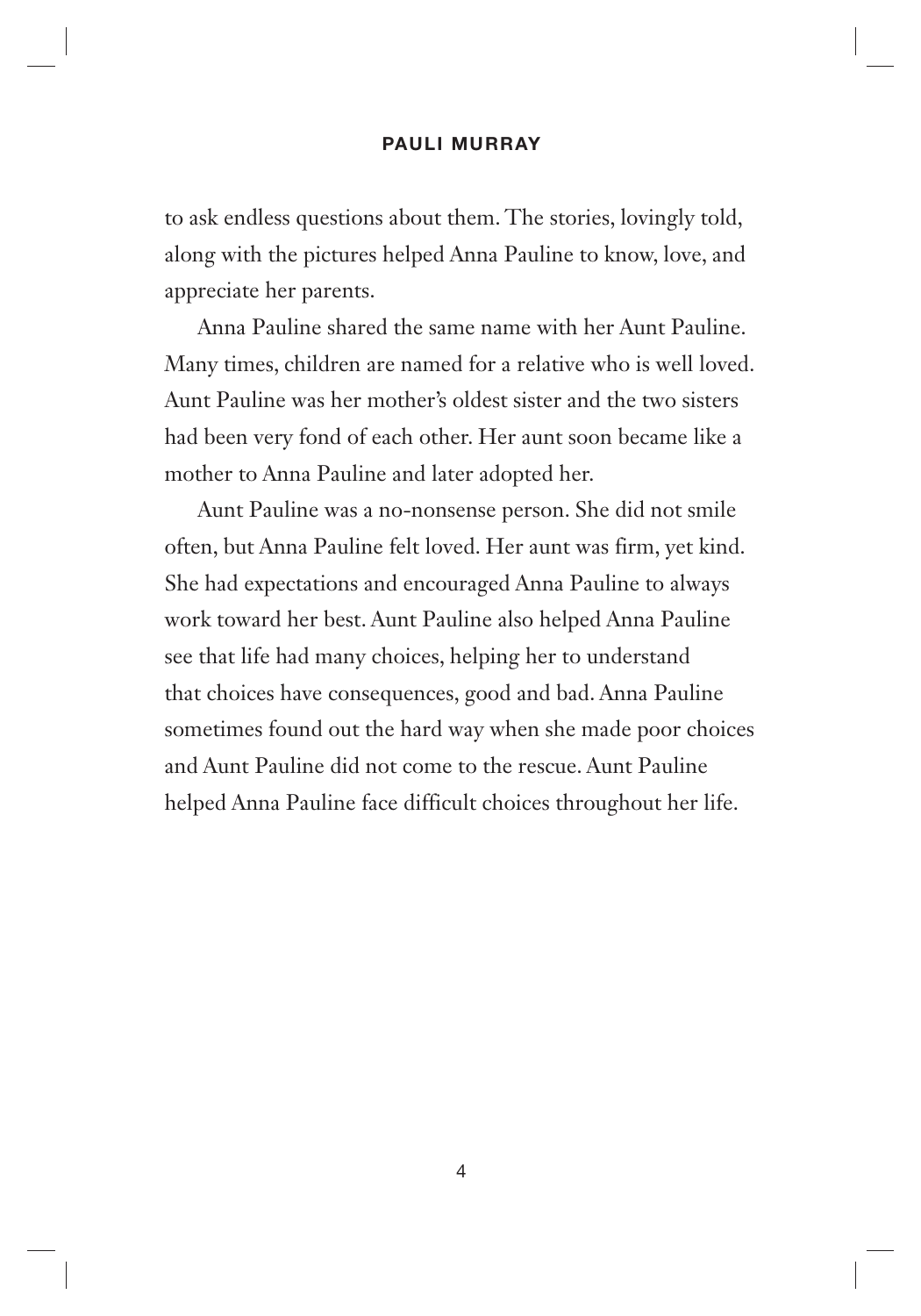to ask endless questions about them. The stories, lovingly told, along with the pictures helped Anna Pauline to know, love, and appreciate her parents.

Anna Pauline shared the same name with her Aunt Pauline. Many times, children are named for a relative who is well loved. Aunt Pauline was her mother's oldest sister and the two sisters had been very fond of each other. Her aunt soon became like a mother to Anna Pauline and later adopted her.

Aunt Pauline was a no-nonsense person. She did not smile often, but Anna Pauline felt loved. Her aunt was firm, yet kind. She had expectations and encouraged Anna Pauline to always work toward her best. Aunt Pauline also helped Anna Pauline see that life had many choices, helping her to understand that choices have consequences, good and bad. Anna Pauline sometimes found out the hard way when she made poor choices and Aunt Pauline did not come to the rescue. Aunt Pauline helped Anna Pauline face difficult choices throughout her life.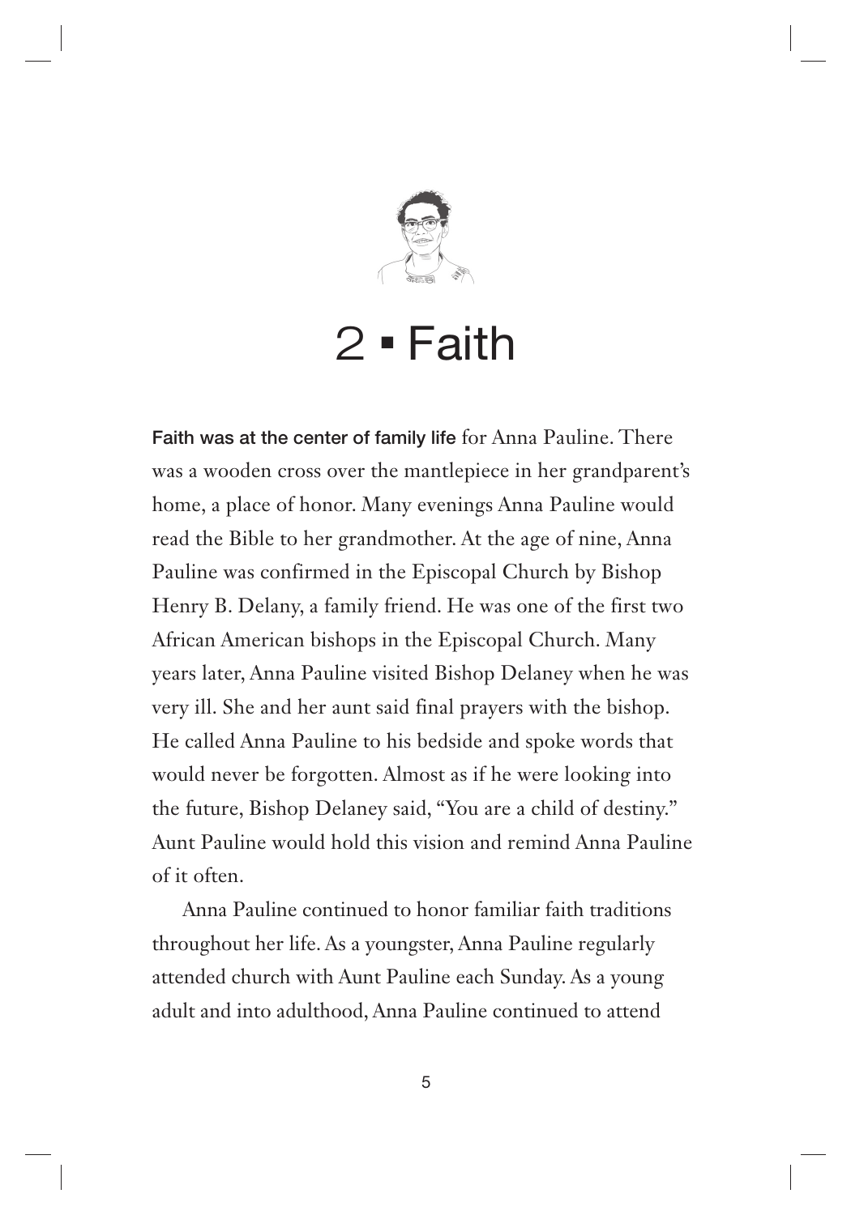# 2 ▪ Faith

**Faith was at the center of family life** for Anna Pauline. There was a wooden cross over the mantlepiece in her grandparent's home, a place of honor. Many evenings Anna Pauline would read the Bible to her grandmother. At the age of nine, Anna Pauline was confirmed in the Episcopal Church by Bishop Henry B. Delany, a family friend. He was one of the first two African American bishops in the Episcopal Church. Many years later, Anna Pauline visited Bishop Delaney when he was very ill. She and her aunt said final prayers with the bishop. He called Anna Pauline to his bedside and spoke words that would never be forgotten. Almost as if he were looking into the future, Bishop Delaney said, "You are a child of destiny." Aunt Pauline would hold this vision and remind Anna Pauline of it often.

Anna Pauline continued to honor familiar faith traditions throughout her life. As a youngster, Anna Pauline regularly attended church with Aunt Pauline each Sunday. As a young adult and into adulthood, Anna Pauline continued to attend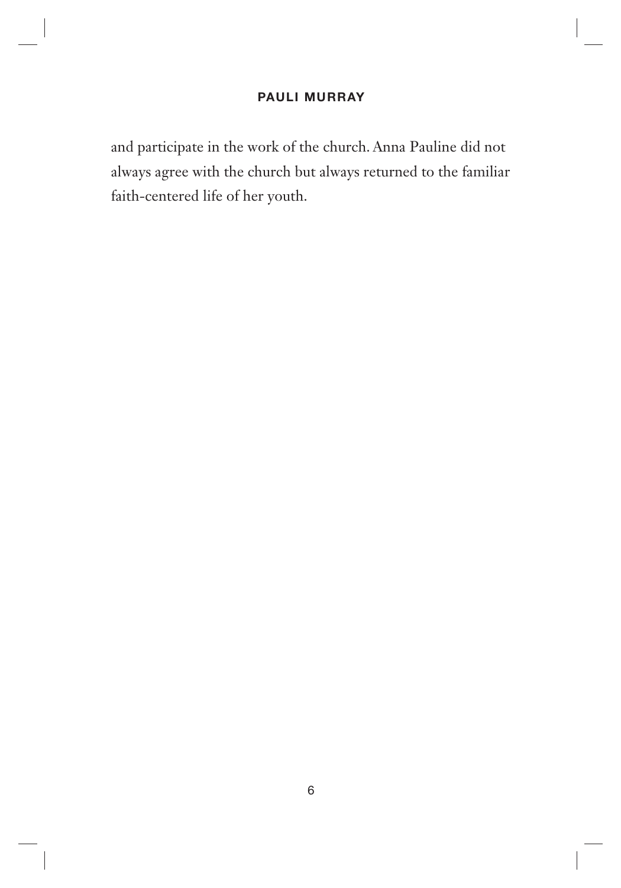and participate in the work of the church. Anna Pauline did not always agree with the church but always returned to the familiar faith-centered life of her youth.